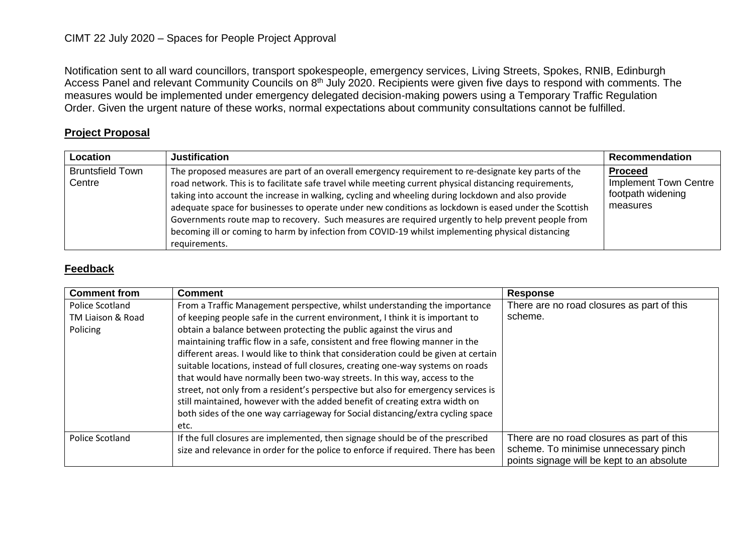CIMT 22 July 2020 – Spaces for People Project Approval

Notification sent to all ward councillors, transport spokespeople, emergency services, Living Streets, Spokes, RNIB, Edinburgh Access Panel and relevant Community Councils on 8th July 2020. Recipients were given five days to respond with comments. The measures would be implemented under emergency delegated decision-making powers using a Temporary Traffic Regulation Order. Given the urgent nature of these works, normal expectations about community consultations cannot be fulfilled.

## Project Proposal

| Location | Justification | Recommendation |
|---|---|---|
| Bruntsfield Town Centre | The proposed measures are part of an overall emergency requirement to re-designate key parts of the road network. This is to facilitate safe travel while meeting current physical distancing requirements, taking into account the increase in walking, cycling and wheeling during lockdown and also provide adequate space for businesses to operate under new conditions as lockdown is eased under the Scottish Governments route map to recovery. Such measures are required urgently to help prevent people from becoming ill or coming to harm by infection from COVID-19 whilst implementing physical distancing requirements. | **Proceed** Implement Town Centre footpath widening measures |

## Feedback

| Comment from | Comment | Response |
|---|---|---|
| Police Scotland TM Liaison & Road Policing | From a Traffic Management perspective, whilst understanding the importance of keeping people safe in the current environment, I think it is important to obtain a balance between protecting the public against the virus and maintaining traffic flow in a safe, consistent and free flowing manner in the different areas. I would like to think that consideration could be given at certain suitable locations, instead of full closures, creating one-way systems on roads that would have normally been two-way streets. In this way, access to the street, not only from a resident's perspective but also for emergency services is still maintained, however with the added benefit of creating extra width on both sides of the one way carriageway for Social distancing/extra cycling space etc. | There are no road closures as part of this scheme. |
| Police Scotland | If the full closures are implemented, then signage should be of the prescribed size and relevance in order for the police to enforce if required. There has been | There are no road closures as part of this scheme. To minimise unnecessary pinch points signage will be kept to an absolute |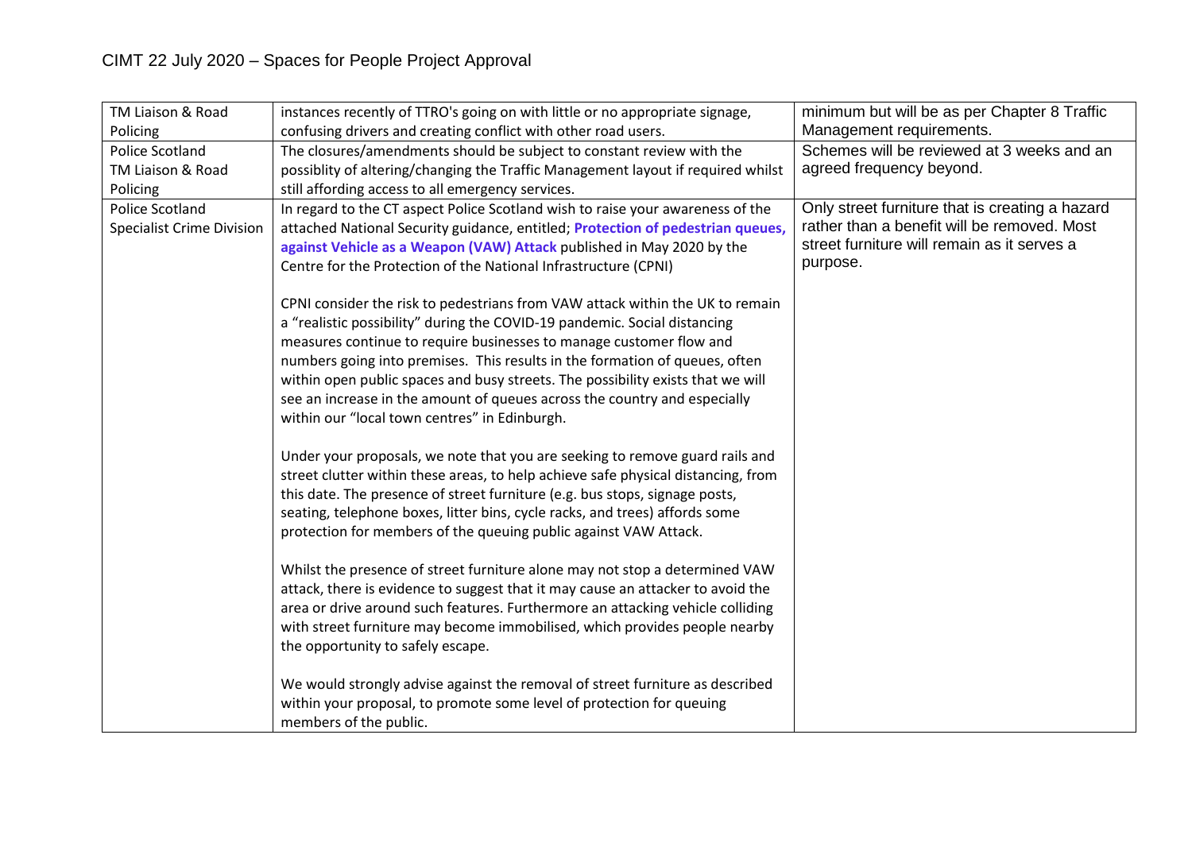| TM Liaison & Road Policing | instances recently of TTRO's going on with little or no appropriate signage, confusing drivers and creating conflict with other road users. | minimum but will be as per Chapter 8 Traffic Management requirements. |
|---|---|---|
| Police Scotland TM Liaison & Road Policing | The closures/amendments should be subject to constant review with the possiblity of altering/changing the Traffic Management layout if required whilst still affording access to all emergency services. | Schemes will be reviewed at 3 weeks and an agreed frequency beyond. |
| Police Scotland Specialist Crime Division | In regard to the CT aspect Police Scotland wish to raise your awareness of the attached National Security guidance, entitled; **Protection of pedestrian queues, against Vehicle as a Weapon (VAW) Attack** published in May 2020 by the Centre for the Protection of the National Infrastructure (CPNI)<br><br>CPNI consider the risk to pedestrians from VAW attack within the UK to remain a "realistic possibility" during the COVID-19 pandemic. Social distancing measures continue to require businesses to manage customer flow and numbers going into premises. This results in the formation of queues, often within open public spaces and busy streets. The possibility exists that we will see an increase in the amount of queues across the country and especially within our "local town centres" in Edinburgh.<br><br>Under your proposals, we note that you are seeking to remove guard rails and street clutter within these areas, to help achieve safe physical distancing, from this date. The presence of street furniture (e.g. bus stops, signage posts, seating, telephone boxes, litter bins, cycle racks, and trees) affords some protection for members of the queuing public against VAW Attack.<br><br>Whilst the presence of street furniture alone may not stop a determined VAW attack, there is evidence to suggest that it may cause an attacker to avoid the area or drive around such features. Furthermore an attacking vehicle colliding with street furniture may become immobilised, which provides people nearby the opportunity to safely escape.<br><br>We would strongly advise against the removal of street furniture as described within your proposal, to promote some level of protection for queuing members of the public. | Only street furniture that is creating a hazard rather than a benefit will be removed. Most street furniture will remain as it serves a purpose. |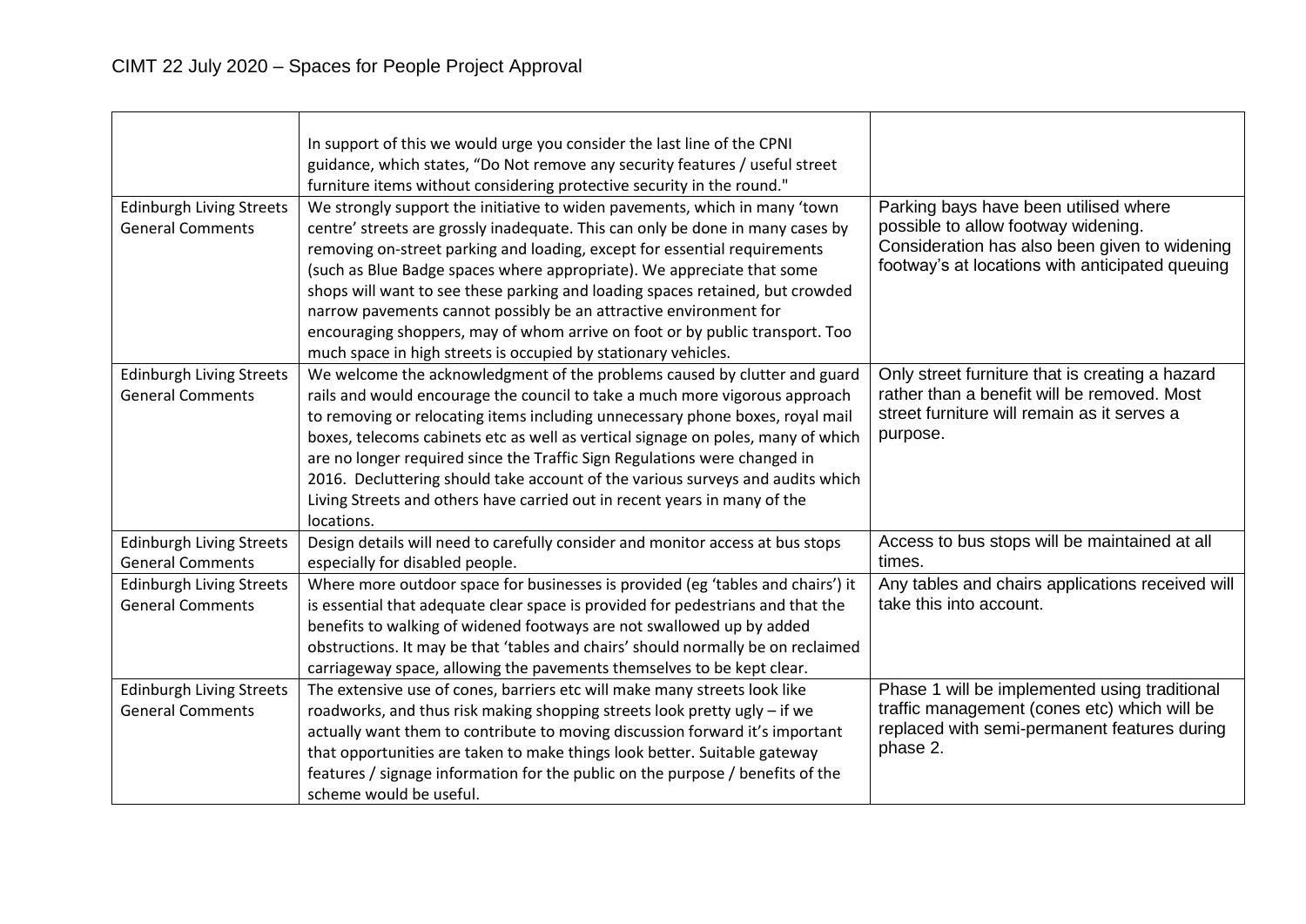| | | |
|---|---|---|
| | In support of this we would urge you consider the last line of the CPNI guidance, which states, "Do Not remove any security features / useful street furniture items without considering protective security in the round." | |
| Edinburgh Living Streets General Comments | We strongly support the initiative to widen pavements, which in many 'town centre' streets are grossly inadequate. This can only be done in many cases by removing on-street parking and loading, except for essential requirements (such as Blue Badge spaces where appropriate). We appreciate that some shops will want to see these parking and loading spaces retained, but crowded narrow pavements cannot possibly be an attractive environment for encouraging shoppers, may of whom arrive on foot or by public transport. Too much space in high streets is occupied by stationary vehicles. | Parking bays have been utilised where possible to allow footway widening. Consideration has also been given to widening footway's at locations with anticipated queuing |
| Edinburgh Living Streets General Comments | We welcome the acknowledgment of the problems caused by clutter and guard rails and would encourage the council to take a much more vigorous approach to removing or relocating items including unnecessary phone boxes, royal mail boxes, telecoms cabinets etc as well as vertical signage on poles, many of which are no longer required since the Traffic Sign Regulations were changed in 2016. Decluttering should take account of the various surveys and audits which Living Streets and others have carried out in recent years in many of the locations. | Only street furniture that is creating a hazard rather than a benefit will be removed. Most street furniture will remain as it serves a purpose. |
| Edinburgh Living Streets General Comments | Design details will need to carefully consider and monitor access at bus stops especially for disabled people. | Access to bus stops will be maintained at all times. |
| Edinburgh Living Streets General Comments | Where more outdoor space for businesses is provided (eg 'tables and chairs') it is essential that adequate clear space is provided for pedestrians and that the benefits to walking of widened footways are not swallowed up by added obstructions. It may be that 'tables and chairs' should normally be on reclaimed carriageway space, allowing the pavements themselves to be kept clear. | Any tables and chairs applications received will take this into account. |
| Edinburgh Living Streets General Comments | The extensive use of cones, barriers etc will make many streets look like roadworks, and thus risk making shopping streets look pretty ugly – if we actually want them to contribute to moving discussion forward it's important that opportunities are taken to make things look better. Suitable gateway features / signage information for the public on the purpose / benefits of the scheme would be useful. | Phase 1 will be implemented using traditional traffic management (cones etc) which will be replaced with semi-permanent features during phase 2. |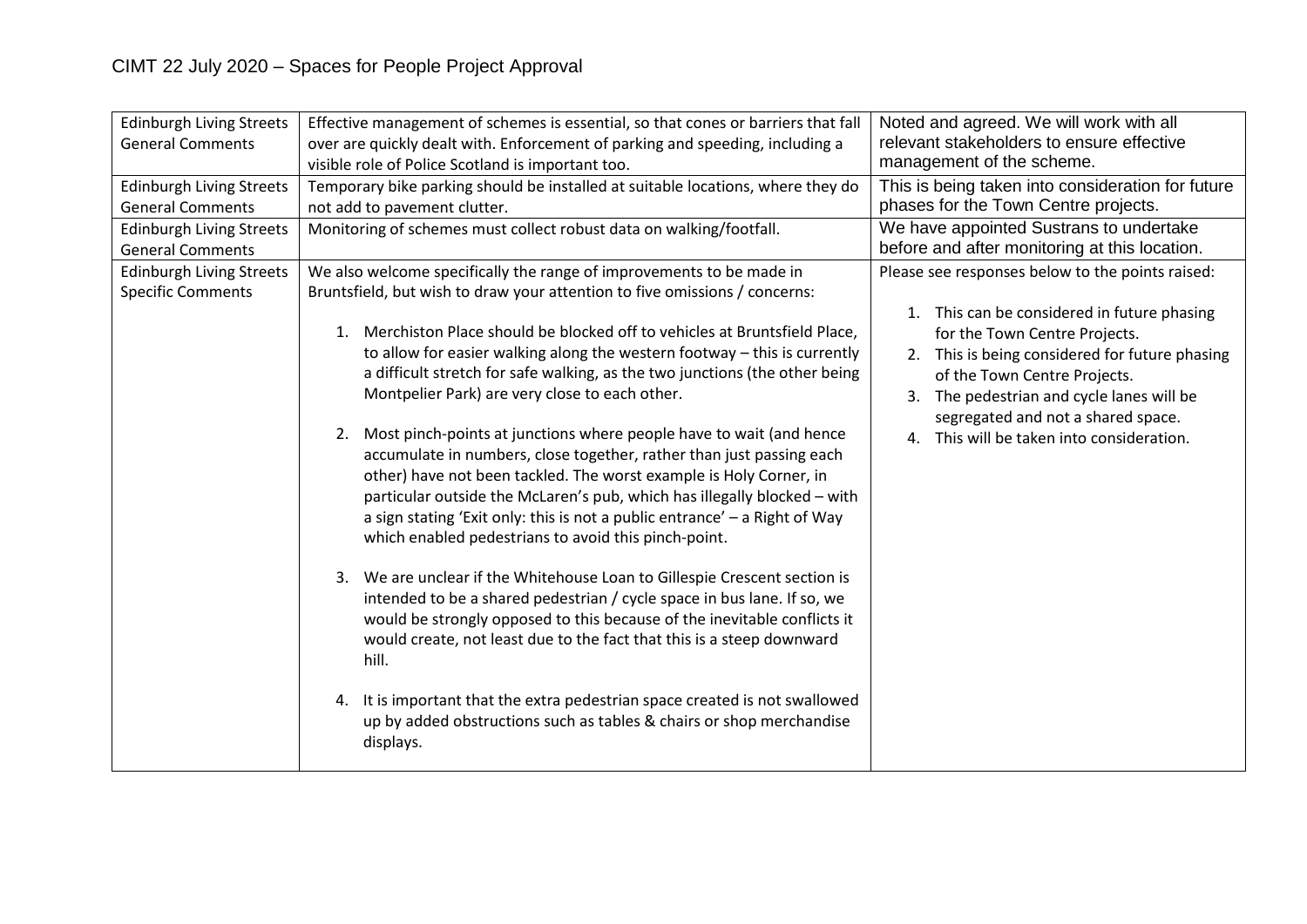| Edinburgh Living Streets General Comments | Effective management of schemes is essential, so that cones or barriers that fall over are quickly dealt with. Enforcement of parking and speeding, including a visible role of Police Scotland is important too. | Noted and agreed. We will work with all relevant stakeholders to ensure effective management of the scheme. |
|---|---|---|
| Edinburgh Living Streets General Comments | Temporary bike parking should be installed at suitable locations, where they do not add to pavement clutter. | This is being taken into consideration for future phases for the Town Centre projects. |
| Edinburgh Living Streets General Comments | Monitoring of schemes must collect robust data on walking/footfall. | We have appointed Sustrans to undertake before and after monitoring at this location. |
| Edinburgh Living Streets Specific Comments | We also welcome specifically the range of improvements to be made in Bruntsfield, but wish to draw your attention to five omissions / concerns:<br><br>1. Merchiston Place should be blocked off to vehicles at Bruntsfield Place, to allow for easier walking along the western footway – this is currently a difficult stretch for safe walking, as the two junctions (the other being Montpelier Park) are very close to each other.<br><br>2. Most pinch-points at junctions where people have to wait (and hence accumulate in numbers, close together, rather than just passing each other) have not been tackled. The worst example is Holy Corner, in particular outside the McLaren's pub, which has illegally blocked – with a sign stating 'Exit only: this is not a public entrance' – a Right of Way which enabled pedestrians to avoid this pinch-point.<br><br>3. We are unclear if the Whitehouse Loan to Gillespie Crescent section is intended to be a shared pedestrian / cycle space in bus lane. If so, we would be strongly opposed to this because of the inevitable conflicts it would create, not least due to the fact that this is a steep downward hill.<br><br>4. It is important that the extra pedestrian space created is not swallowed up by added obstructions such as tables & chairs or shop merchandise displays. | Please see responses below to the points raised:<br><br>1. This can be considered in future phasing for the Town Centre Projects.<br>2. This is being considered for future phasing of the Town Centre Projects.<br>3. The pedestrian and cycle lanes will be segregated and not a shared space.<br>4. This will be taken into consideration. |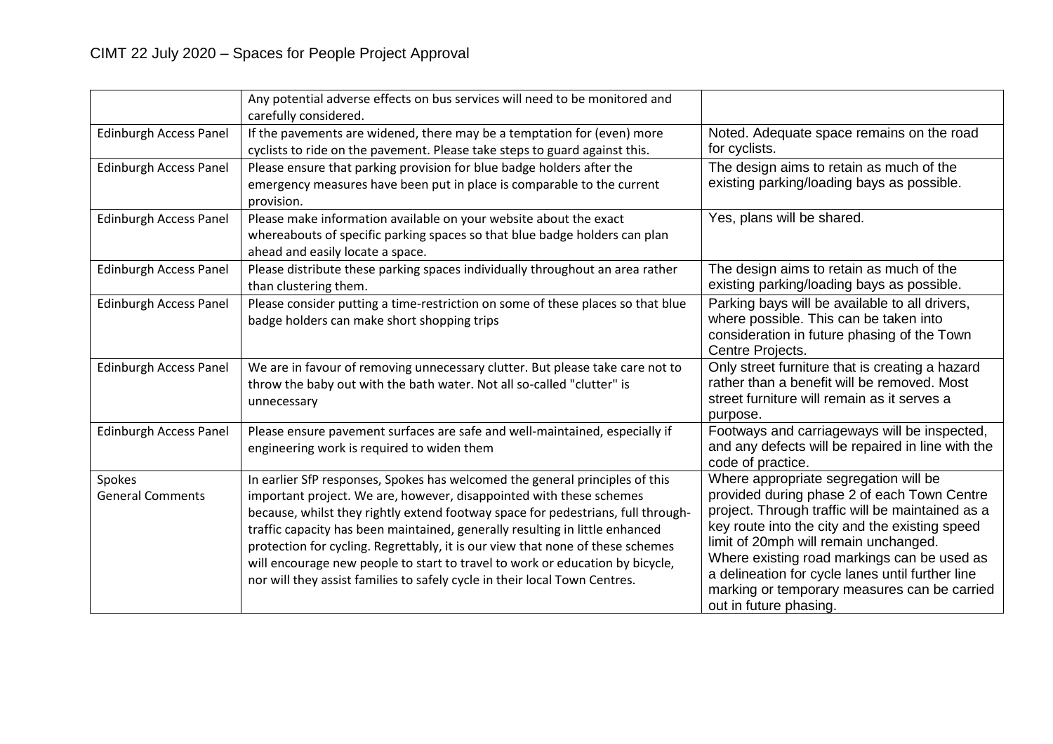CIMT 22 July 2020 – Spaces for People Project Approval

| | | |
|---|---|---|
| | Any potential adverse effects on bus services will need to be monitored and carefully considered. | |
| Edinburgh Access Panel | If the pavements are widened, there may be a temptation for (even) more cyclists to ride on the pavement. Please take steps to guard against this. | Noted. Adequate space remains on the road for cyclists. |
| Edinburgh Access Panel | Please ensure that parking provision for blue badge holders after the emergency measures have been put in place is comparable to the current provision. | The design aims to retain as much of the existing parking/loading bays as possible. |
| Edinburgh Access Panel | Please make information available on your website about the exact whereabouts of specific parking spaces so that blue badge holders can plan ahead and easily locate a space. | Yes, plans will be shared. |
| Edinburgh Access Panel | Please distribute these parking spaces individually throughout an area rather than clustering them. | The design aims to retain as much of the existing parking/loading bays as possible. |
| Edinburgh Access Panel | Please consider putting a time-restriction on some of these places so that blue badge holders can make short shopping trips | Parking bays will be available to all drivers, where possible. This can be taken into consideration in future phasing of the Town Centre Projects. |
| Edinburgh Access Panel | We are in favour of removing unnecessary clutter. But please take care not to throw the baby out with the bath water. Not all so-called "clutter" is unnecessary | Only street furniture that is creating a hazard rather than a benefit will be removed. Most street furniture will remain as it serves a purpose. |
| Edinburgh Access Panel | Please ensure pavement surfaces are safe and well-maintained, especially if engineering work is required to widen them | Footways and carriageways will be inspected, and any defects will be repaired in line with the code of practice. |
| Spokes<br>General Comments | In earlier SfP responses, Spokes has welcomed the general principles of this important project. We are, however, disappointed with these schemes because, whilst they rightly extend footway space for pedestrians, full through-traffic capacity has been maintained, generally resulting in little enhanced protection for cycling. Regrettably, it is our view that none of these schemes will encourage new people to start to travel to work or education by bicycle, nor will they assist families to safely cycle in their local Town Centres. | Where appropriate segregation will be provided during phase 2 of each Town Centre project. Through traffic will be maintained as a key route into the city and the existing speed limit of 20mph will remain unchanged. Where existing road markings can be used as a delineation for cycle lanes until further line marking or temporary measures can be carried out in future phasing. |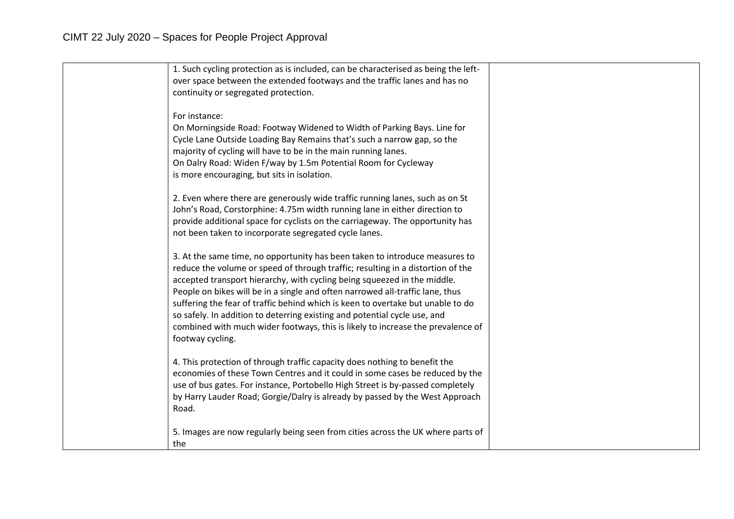| | | |
|---|---|---|
| | 1. Such cycling protection as is included, can be characterised as being the left-over space between the extended footways and the traffic lanes and has no continuity or segregated protection.<br><br>For instance:<br>On Morningside Road: Footway Widened to Width of Parking Bays. Line for Cycle Lane Outside Loading Bay Remains that's such a narrow gap, so the majority of cycling will have to be in the main running lanes.<br>On Dalry Road: Widen F/way by 1.5m Potential Room for Cycleway is more encouraging, but sits in isolation.<br><br>2. Even where there are generously wide traffic running lanes, such as on St John's Road, Corstorphine: 4.75m width running lane in either direction to provide additional space for cyclists on the carriageway. The opportunity has not been taken to incorporate segregated cycle lanes.<br><br>3. At the same time, no opportunity has been taken to introduce measures to reduce the volume or speed of through traffic; resulting in a distortion of the accepted transport hierarchy, with cycling being squeezed in the middle. People on bikes will be in a single and often narrowed all-traffic lane, thus suffering the fear of traffic behind which is keen to overtake but unable to do so safely. In addition to deterring existing and potential cycle use, and combined with much wider footways, this is likely to increase the prevalence of footway cycling.<br><br>4. This protection of through traffic capacity does nothing to benefit the economies of these Town Centres and it could in some cases be reduced by the use of bus gates. For instance, Portobello High Street is by-passed completely by Harry Lauder Road; Gorgie/Dalry is already by passed by the West Approach Road.<br><br>5. Images are now regularly being seen from cities across the UK where parts of the | |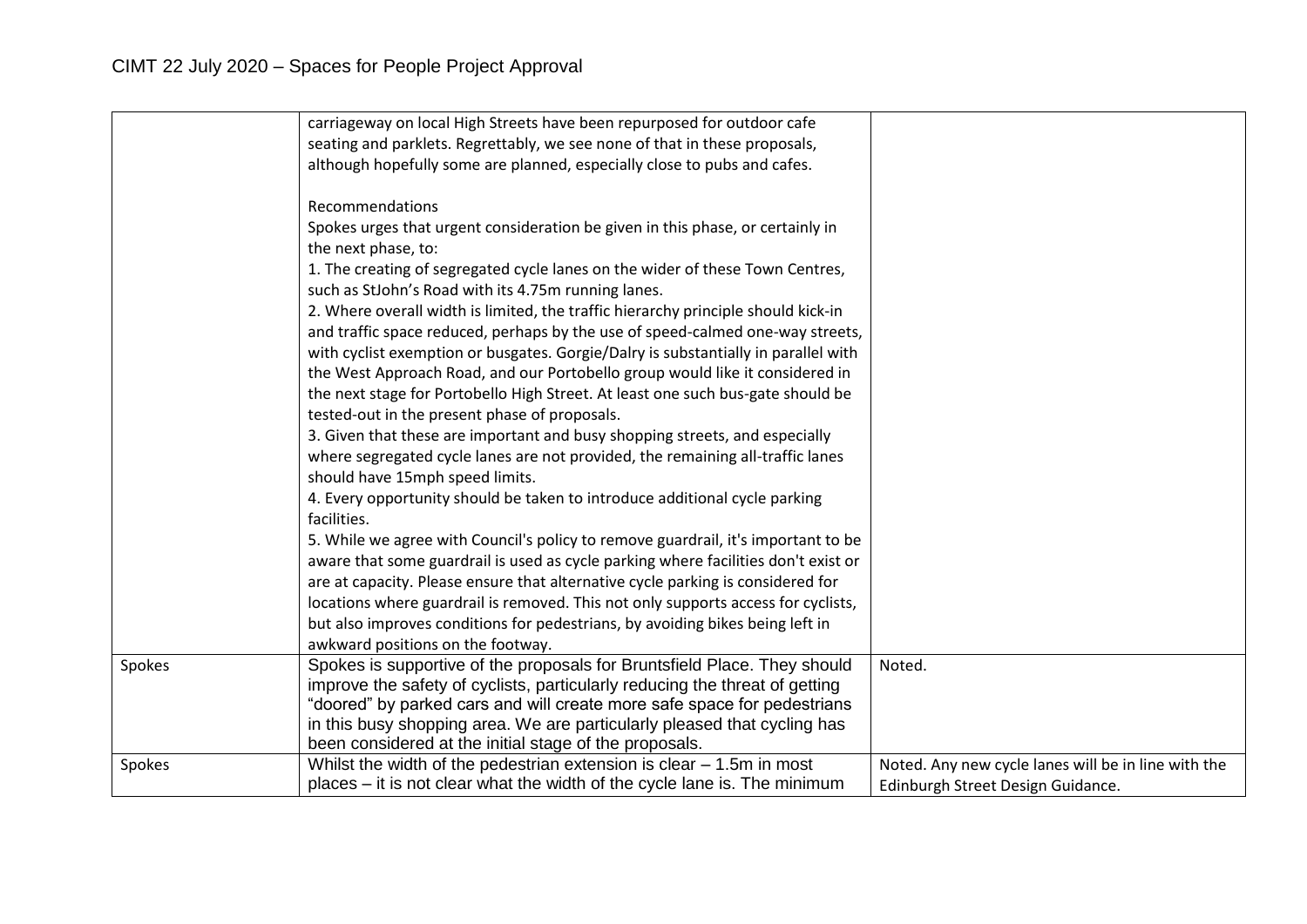| | | |
|---|---|---|
| | carriageway on local High Streets have been repurposed for outdoor cafe seating and parklets. Regrettably, we see none of that in these proposals, although hopefully some are planned, especially close to pubs and cafes.<br><br>Recommendations<br>Spokes urges that urgent consideration be given in this phase, or certainly in the next phase, to:<br>1. The creating of segregated cycle lanes on the wider of these Town Centres, such as StJohn's Road with its 4.75m running lanes.<br>2. Where overall width is limited, the traffic hierarchy principle should kick-in and traffic space reduced, perhaps by the use of speed-calmed one-way streets, with cyclist exemption or busgates. Gorgie/Dalry is substantially in parallel with the West Approach Road, and our Portobello group would like it considered in the next stage for Portobello High Street. At least one such bus-gate should be tested-out in the present phase of proposals.<br>3. Given that these are important and busy shopping streets, and especially where segregated cycle lanes are not provided, the remaining all-traffic lanes should have 15mph speed limits.<br>4. Every opportunity should be taken to introduce additional cycle parking facilities.<br>5. While we agree with Council's policy to remove guardrail, it's important to be aware that some guardrail is used as cycle parking where facilities don't exist or are at capacity. Please ensure that alternative cycle parking is considered for locations where guardrail is removed. This not only supports access for cyclists, but also improves conditions for pedestrians, by avoiding bikes being left in awkward positions on the footway. | |
| Spokes | Spokes is supportive of the proposals for Bruntsfield Place. They should improve the safety of cyclists, particularly reducing the threat of getting "doored" by parked cars and will create more safe space for pedestrians in this busy shopping area. We are particularly pleased that cycling has been considered at the initial stage of the proposals. | Noted. |
| Spokes | Whilst the width of the pedestrian extension is clear – 1.5m in most places – it is not clear what the width of the cycle lane is. The minimum | Noted. Any new cycle lanes will be in line with the Edinburgh Street Design Guidance. |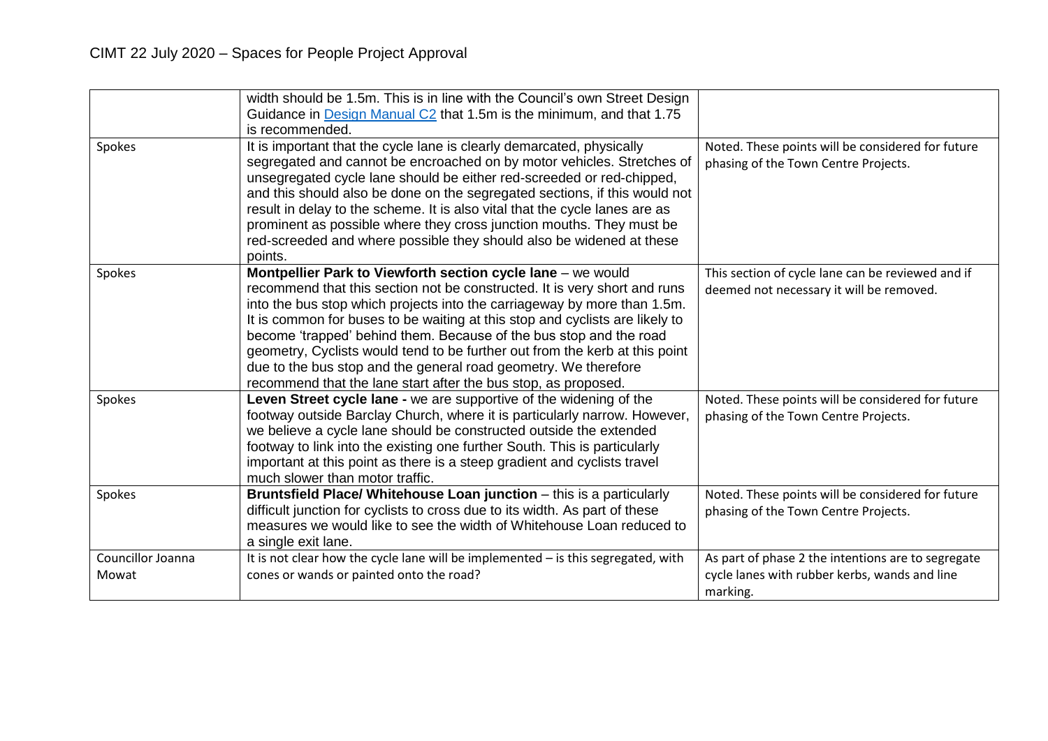| | | |
|---|---|---|
| | width should be 1.5m. This is in line with the Council's own Street Design Guidance in Design Manual C2 that 1.5m is the minimum, and that 1.75 is recommended. | |
| Spokes | It is important that the cycle lane is clearly demarcated, physically segregated and cannot be encroached on by motor vehicles. Stretches of unsegregated cycle lane should be either red-screeded or red-chipped, and this should also be done on the segregated sections, if this would not result in delay to the scheme. It is also vital that the cycle lanes are as prominent as possible where they cross junction mouths. They must be red-screeded and where possible they should also be widened at these points. | Noted. These points will be considered for future phasing of the Town Centre Projects. |
| Spokes | **Montpellier Park to Viewforth section cycle lane** – we would recommend that this section not be constructed. It is very short and runs into the bus stop which projects into the carriageway by more than 1.5m. It is common for buses to be waiting at this stop and cyclists are likely to become 'trapped' behind them. Because of the bus stop and the road geometry, Cyclists would tend to be further out from the kerb at this point due to the bus stop and the general road geometry. We therefore recommend that the lane start after the bus stop, as proposed. | This section of cycle lane can be reviewed and if deemed not necessary it will be removed. |
| Spokes | **Leven Street cycle lane -** we are supportive of the widening of the footway outside Barclay Church, where it is particularly narrow. However, we believe a cycle lane should be constructed outside the extended footway to link into the existing one further South. This is particularly important at this point as there is a steep gradient and cyclists travel much slower than motor traffic. | Noted. These points will be considered for future phasing of the Town Centre Projects. |
| Spokes | **Bruntsfield Place/ Whitehouse Loan junction** – this is a particularly difficult junction for cyclists to cross due to its width. As part of these measures we would like to see the width of Whitehouse Loan reduced to a single exit lane. | Noted. These points will be considered for future phasing of the Town Centre Projects. |
| Councillor Joanna Mowat | It is not clear how the cycle lane will be implemented – is this segregated, with cones or wands or painted onto the road? | As part of phase 2 the intentions are to segregate cycle lanes with rubber kerbs, wands and line marking. |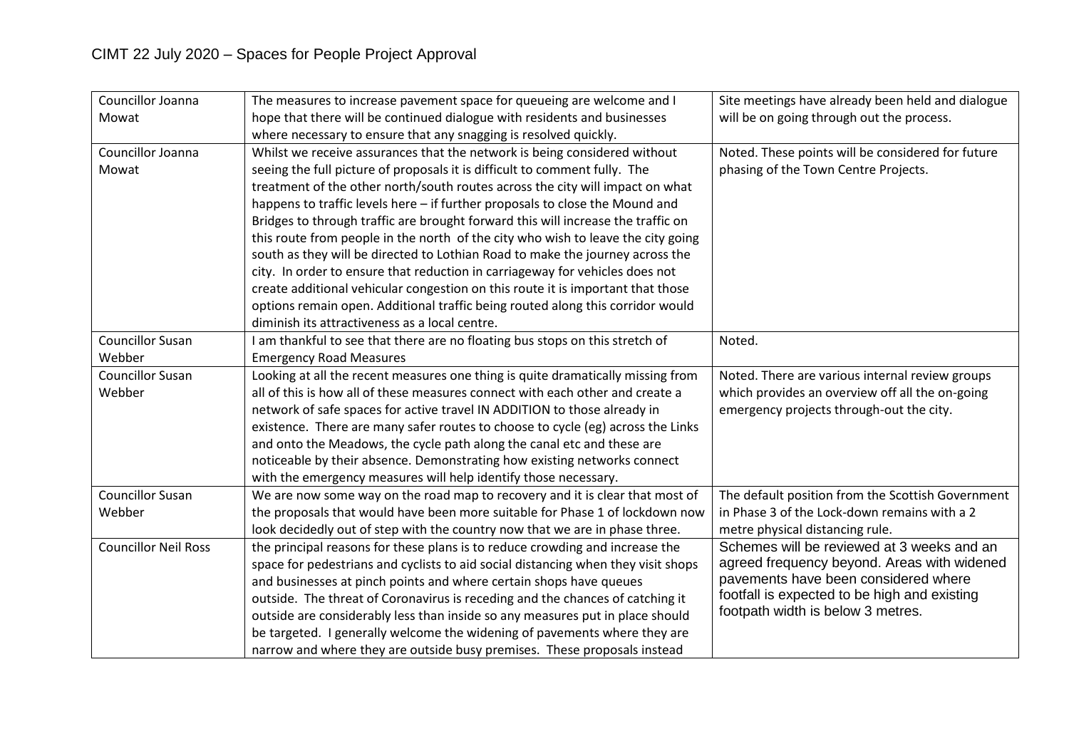# CIMT 22 July 2020 – Spaces for People Project Approval

| | | |
|---|---|---|
| Councillor Joanna Mowat | The measures to increase pavement space for queueing are welcome and I hope that there will be continued dialogue with residents and businesses where necessary to ensure that any snagging is resolved quickly. | Site meetings have already been held and dialogue will be on going through out the process. |
| Councillor Joanna Mowat | Whilst we receive assurances that the network is being considered without seeing the full picture of proposals it is difficult to comment fully. The treatment of the other north/south routes across the city will impact on what happens to traffic levels here – if further proposals to close the Mound and Bridges to through traffic are brought forward this will increase the traffic on this route from people in the north of the city who wish to leave the city going south as they will be directed to Lothian Road to make the journey across the city. In order to ensure that reduction in carriageway for vehicles does not create additional vehicular congestion on this route it is important that those options remain open. Additional traffic being routed along this corridor would diminish its attractiveness as a local centre. | Noted. These points will be considered for future phasing of the Town Centre Projects. |
| Councillor Susan Webber | I am thankful to see that there are no floating bus stops on this stretch of Emergency Road Measures | Noted. |
| Councillor Susan Webber | Looking at all the recent measures one thing is quite dramatically missing from all of this is how all of these measures connect with each other and create a network of safe spaces for active travel IN ADDITION to those already in existence. There are many safer routes to choose to cycle (eg) across the Links and onto the Meadows, the cycle path along the canal etc and these are noticeable by their absence. Demonstrating how existing networks connect with the emergency measures will help identify those necessary. | Noted. There are various internal review groups which provides an overview off all the on-going emergency projects through-out the city. |
| Councillor Susan Webber | We are now some way on the road map to recovery and it is clear that most of the proposals that would have been more suitable for Phase 1 of lockdown now look decidedly out of step with the country now that we are in phase three. | The default position from the Scottish Government in Phase 3 of the Lock-down remains with a 2 metre physical distancing rule. |
| Councillor Neil Ross | the principal reasons for these plans is to reduce crowding and increase the space for pedestrians and cyclists to aid social distancing when they visit shops and businesses at pinch points and where certain shops have queues outside. The threat of Coronavirus is receding and the chances of catching it outside are considerably less than inside so any measures put in place should be targeted. I generally welcome the widening of pavements where they are narrow and where they are outside busy premises. These proposals instead | Schemes will be reviewed at 3 weeks and an agreed frequency beyond. Areas with widened pavements have been considered where footfall is expected to be high and existing footpath width is below 3 metres. |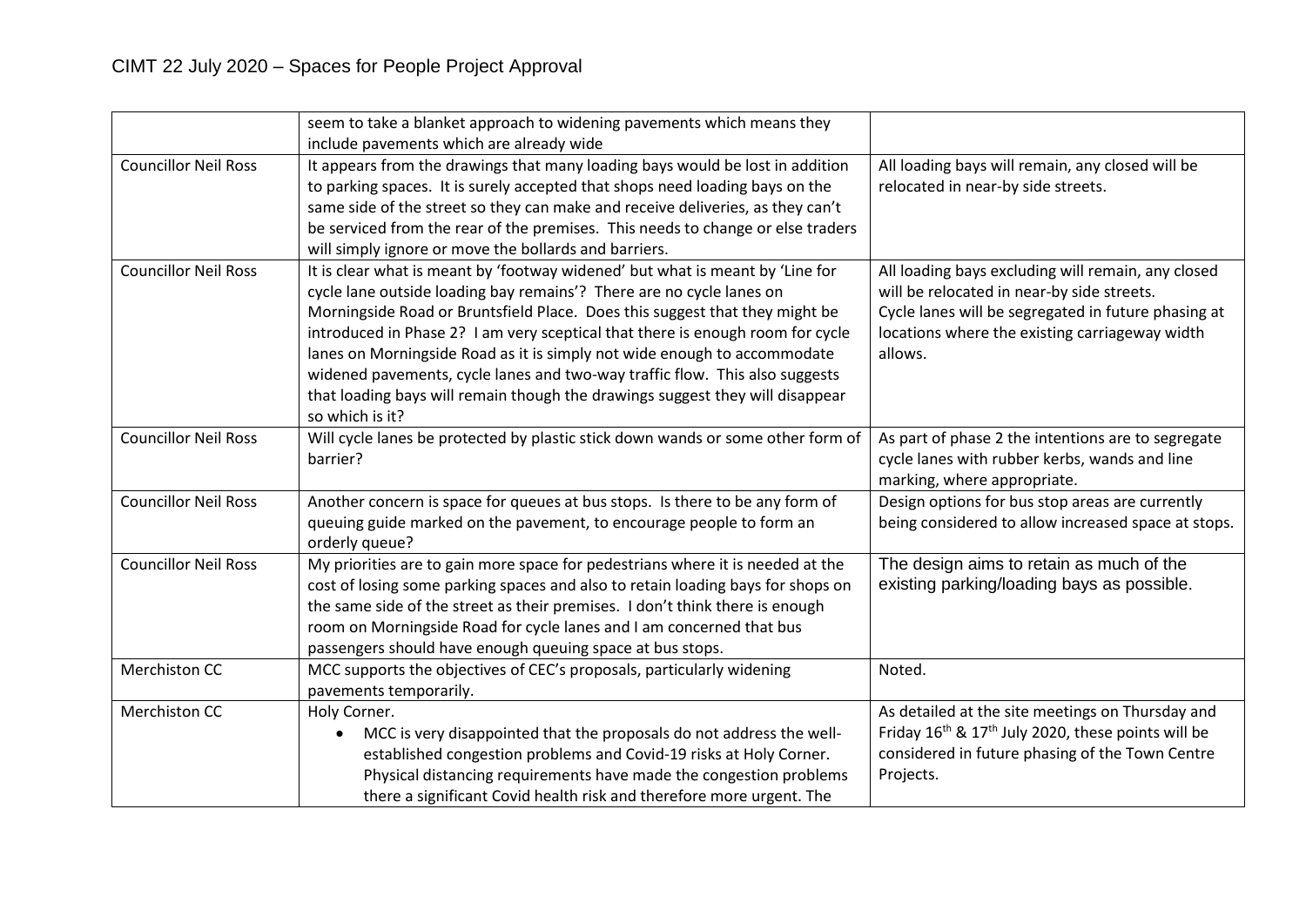| | | |
|---|---|---|
| | seem to take a blanket approach to widening pavements which means they include pavements which are already wide | |
| Councillor Neil Ross | It appears from the drawings that many loading bays would be lost in addition to parking spaces. It is surely accepted that shops need loading bays on the same side of the street so they can make and receive deliveries, as they can't be serviced from the rear of the premises. This needs to change or else traders will simply ignore or move the bollards and barriers. | All loading bays will remain, any closed will be relocated in near-by side streets. |
| Councillor Neil Ross | It is clear what is meant by 'footway widened' but what is meant by 'Line for cycle lane outside loading bay remains'? There are no cycle lanes on Morningside Road or Bruntsfield Place. Does this suggest that they might be introduced in Phase 2? I am very sceptical that there is enough room for cycle lanes on Morningside Road as it is simply not wide enough to accommodate widened pavements, cycle lanes and two-way traffic flow. This also suggests that loading bays will remain though the drawings suggest they will disappear so which is it? | All loading bays excluding will remain, any closed will be relocated in near-by side streets.<br>Cycle lanes will be segregated in future phasing at locations where the existing carriageway width allows. |
| Councillor Neil Ross | Will cycle lanes be protected by plastic stick down wands or some other form of barrier? | As part of phase 2 the intentions are to segregate cycle lanes with rubber kerbs, wands and line marking, where appropriate. |
| Councillor Neil Ross | Another concern is space for queues at bus stops. Is there to be any form of queuing guide marked on the pavement, to encourage people to form an orderly queue? | Design options for bus stop areas are currently being considered to allow increased space at stops. |
| Councillor Neil Ross | My priorities are to gain more space for pedestrians where it is needed at the cost of losing some parking spaces and also to retain loading bays for shops on the same side of the street as their premises. I don't think there is enough room on Morningside Road for cycle lanes and I am concerned that bus passengers should have enough queuing space at bus stops. | The design aims to retain as much of the existing parking/loading bays as possible. |
| Merchiston CC | MCC supports the objectives of CEC's proposals, particularly widening pavements temporarily. | Noted. |
| Merchiston CC | Holy Corner.<br>• MCC is very disappointed that the proposals do not address the well-established congestion problems and Covid-19 risks at Holy Corner. Physical distancing requirements have made the congestion problems there a significant Covid health risk and therefore more urgent. The | As detailed at the site meetings on Thursday and Friday 16th & 17th July 2020, these points will be considered in future phasing of the Town Centre Projects. |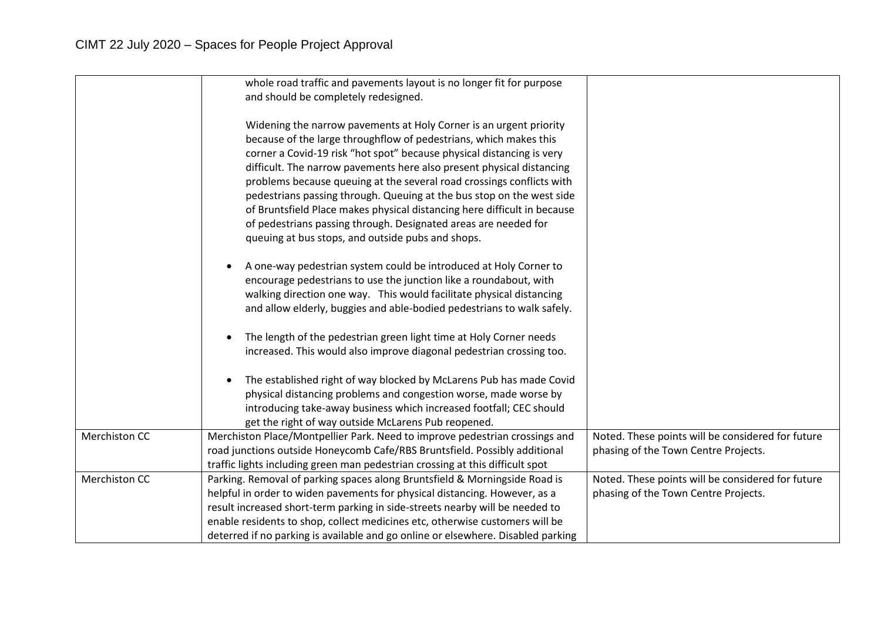| | | |
|---|---|---|
| | whole road traffic and pavements layout is no longer fit for purpose and should be completely redesigned.<br><br>Widening the narrow pavements at Holy Corner is an urgent priority because of the large throughflow of pedestrians, which makes this corner a Covid-19 risk "hot spot" because physical distancing is very difficult. The narrow pavements here also present physical distancing problems because queuing at the several road crossings conflicts with pedestrians passing through. Queuing at the bus stop on the west side of Bruntsfield Place makes physical distancing here difficult in because of pedestrians passing through. Designated areas are needed for queuing at bus stops, and outside pubs and shops.<br><br>• A one-way pedestrian system could be introduced at Holy Corner to encourage pedestrians to use the junction like a roundabout, with walking direction one way. This would facilitate physical distancing and allow elderly, buggies and able-bodied pedestrians to walk safely.<br><br>• The length of the pedestrian green light time at Holy Corner needs increased. This would also improve diagonal pedestrian crossing too.<br><br>• The established right of way blocked by McLarens Pub has made Covid physical distancing problems and congestion worse, made worse by introducing take-away business which increased footfall; CEC should get the right of way outside McLarens Pub reopened. | |
| Merchiston CC | Merchiston Place/Montpellier Park. Need to improve pedestrian crossings and road junctions outside Honeycomb Cafe/RBS Bruntsfield. Possibly additional traffic lights including green man pedestrian crossing at this difficult spot | Noted. These points will be considered for future phasing of the Town Centre Projects. |
| Merchiston CC | Parking. Removal of parking spaces along Bruntsfield & Morningside Road is helpful in order to widen pavements for physical distancing. However, as a result increased short-term parking in side-streets nearby will be needed to enable residents to shop, collect medicines etc, otherwise customers will be deterred if no parking is available and go online or elsewhere. Disabled parking | Noted. These points will be considered for future phasing of the Town Centre Projects. |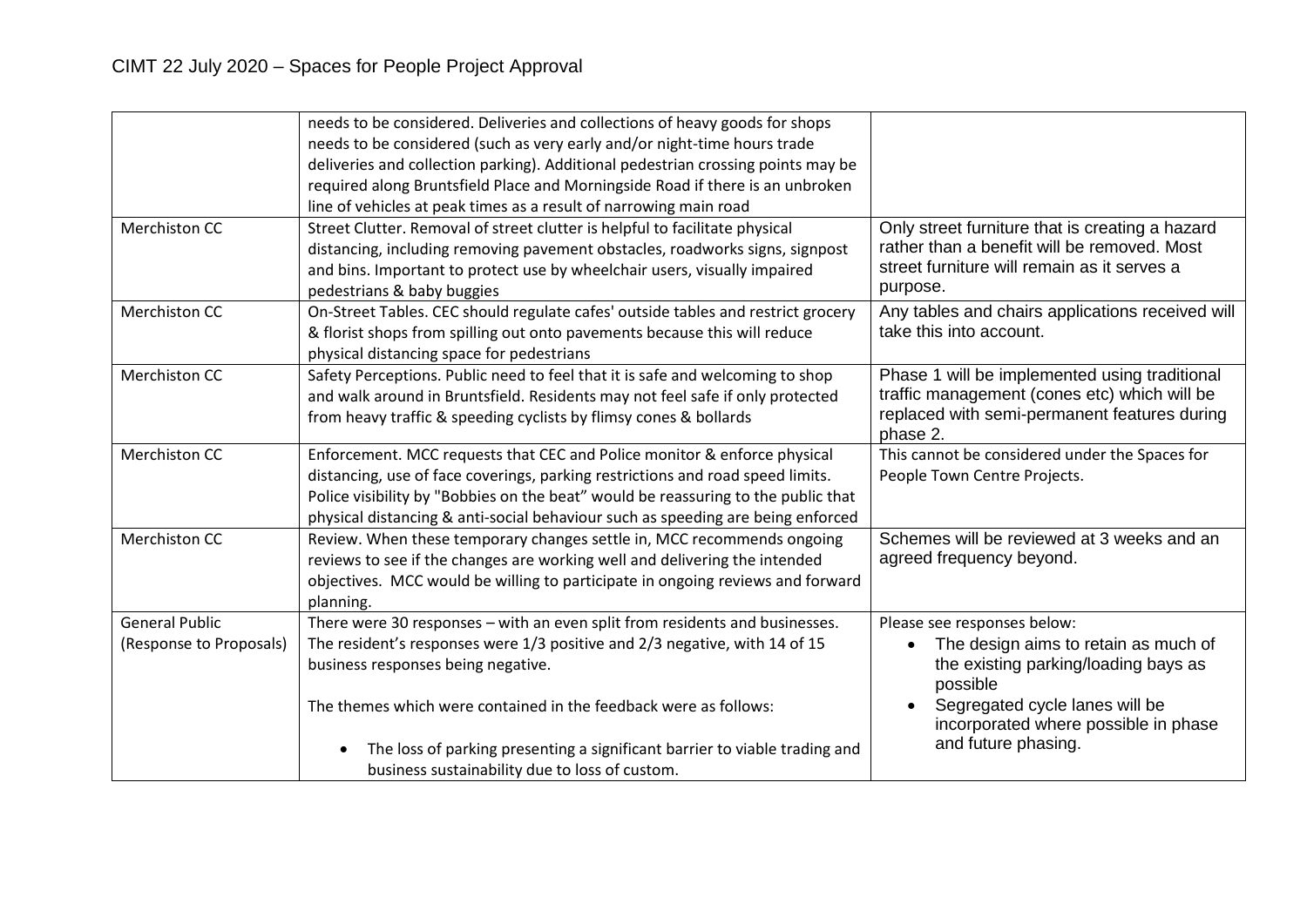| | | |
|---|---|---|
| | needs to be considered. Deliveries and collections of heavy goods for shops needs to be considered (such as very early and/or night-time hours trade deliveries and collection parking). Additional pedestrian crossing points may be required along Bruntsfield Place and Morningside Road if there is an unbroken line of vehicles at peak times as a result of narrowing main road | |
| Merchiston CC | Street Clutter. Removal of street clutter is helpful to facilitate physical distancing, including removing pavement obstacles, roadworks signs, signpost and bins. Important to protect use by wheelchair users, visually impaired pedestrians & baby buggies | Only street furniture that is creating a hazard rather than a benefit will be removed. Most street furniture will remain as it serves a purpose. |
| Merchiston CC | On-Street Tables. CEC should regulate cafes' outside tables and restrict grocery & florist shops from spilling out onto pavements because this will reduce physical distancing space for pedestrians | Any tables and chairs applications received will take this into account. |
| Merchiston CC | Safety Perceptions. Public need to feel that it is safe and welcoming to shop and walk around in Bruntsfield. Residents may not feel safe if only protected from heavy traffic & speeding cyclists by flimsy cones & bollards | Phase 1 will be implemented using traditional traffic management (cones etc) which will be replaced with semi-permanent features during phase 2. |
| Merchiston CC | Enforcement. MCC requests that CEC and Police monitor & enforce physical distancing, use of face coverings, parking restrictions and road speed limits. Police visibility by "Bobbies on the beat" would be reassuring to the public that physical distancing & anti-social behaviour such as speeding are being enforced | This cannot be considered under the Spaces for People Town Centre Projects. |
| Merchiston CC | Review. When these temporary changes settle in, MCC recommends ongoing reviews to see if the changes are working well and delivering the intended objectives. MCC would be willing to participate in ongoing reviews and forward planning. | Schemes will be reviewed at 3 weeks and an agreed frequency beyond. |
| General Public (Response to Proposals) | There were 30 responses – with an even split from residents and businesses. The resident's responses were 1/3 positive and 2/3 negative, with 14 of 15 business responses being negative.<br><br>The themes which were contained in the feedback were as follows:<br><br>• The loss of parking presenting a significant barrier to viable trading and business sustainability due to loss of custom. | Please see responses below:<br>• The design aims to retain as much of the existing parking/loading bays as possible<br>• Segregated cycle lanes will be incorporated where possible in phase and future phasing. |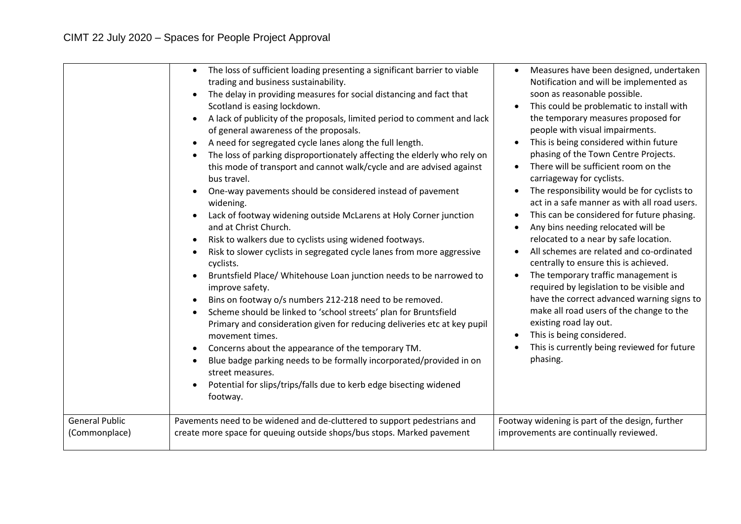# CIMT 22 July 2020 – Spaces for People Project Approval

| | | |
|---|---|---|
| | • The loss of sufficient loading presenting a significant barrier to viable trading and business sustainability.<br>• The delay in providing measures for social distancing and fact that Scotland is easing lockdown.<br>• A lack of publicity of the proposals, limited period to comment and lack of general awareness of the proposals.<br>• A need for segregated cycle lanes along the full length.<br>• The loss of parking disproportionately affecting the elderly who rely on this mode of transport and cannot walk/cycle and are advised against bus travel.<br>• One-way pavements should be considered instead of pavement widening.<br>• Lack of footway widening outside McLarens at Holy Corner junction and at Christ Church.<br>• Risk to walkers due to cyclists using widened footways.<br>• Risk to slower cyclists in segregated cycle lanes from more aggressive cyclists.<br>• Bruntsfield Place/ Whitehouse Loan junction needs to be narrowed to improve safety.<br>• Bins on footway o/s numbers 212-218 need to be removed.<br>• Scheme should be linked to 'school streets' plan for Bruntsfield Primary and consideration given for reducing deliveries etc at key pupil movement times.<br>• Concerns about the appearance of the temporary TM.<br>• Blue badge parking needs to be formally incorporated/provided in on street measures.<br>• Potential for slips/trips/falls due to kerb edge bisecting widened footway. | • Measures have been designed, undertaken Notification and will be implemented as soon as reasonable possible.<br>• This could be problematic to install with the temporary measures proposed for people with visual impairments.<br>• This is being considered within future phasing of the Town Centre Projects.<br>• There will be sufficient room on the carriageway for cyclists.<br>• The responsibility would be for cyclists to act in a safe manner as with all road users.<br>• This can be considered for future phasing.<br>• Any bins needing relocated will be relocated to a near by safe location.<br>• All schemes are related and co-ordinated centrally to ensure this is achieved.<br>• The temporary traffic management is required by legislation to be visible and have the correct advanced warning signs to make all road users of the change to the existing road lay out.<br>• This is being considered.<br>• This is currently being reviewed for future phasing. |
| General Public (Commonplace) | Pavements need to be widened and de-cluttered to support pedestrians and create more space for queuing outside shops/bus stops. Marked pavement | Footway widening is part of the design, further improvements are continually reviewed. |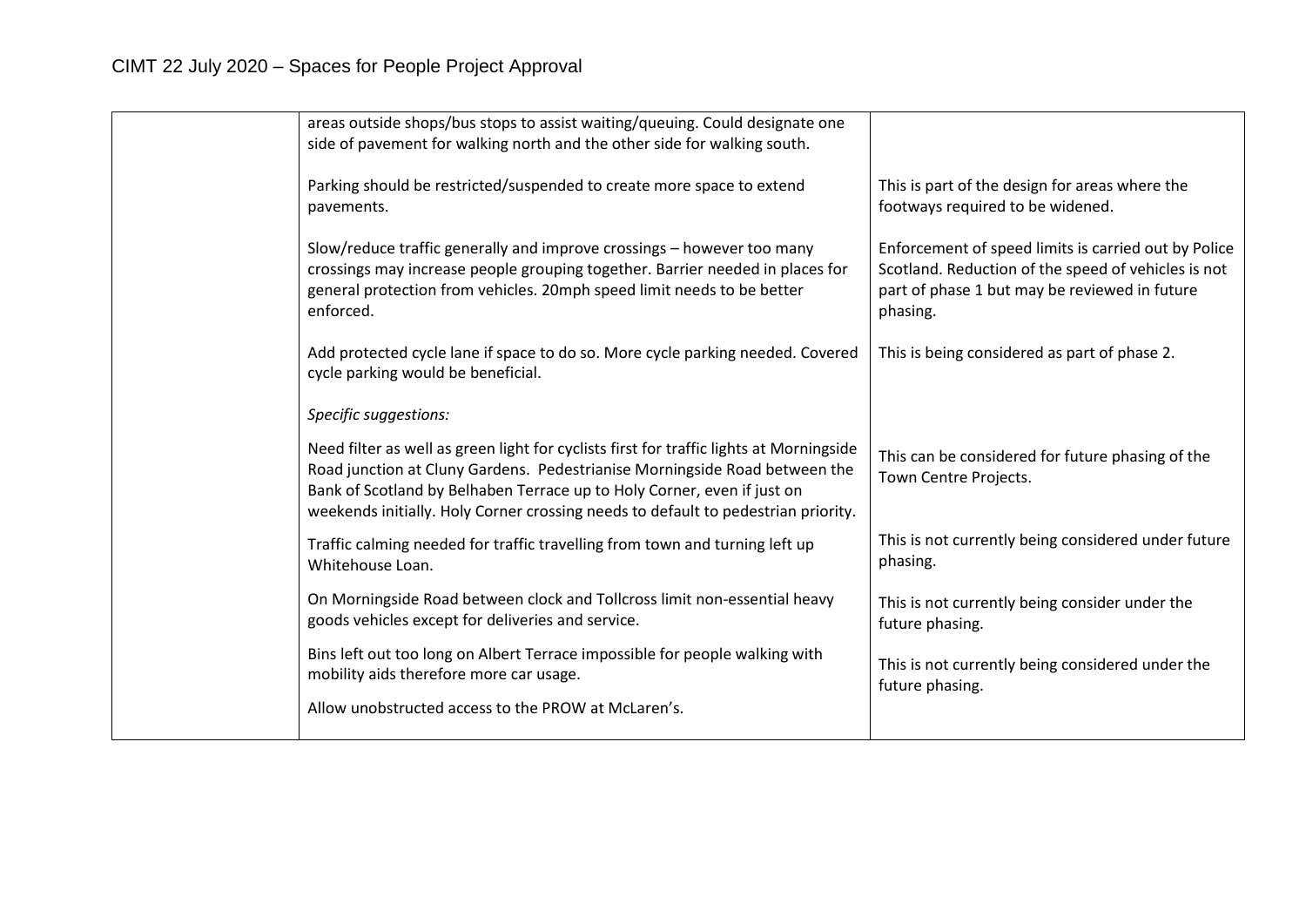| | | |
|---|---|---|
| | areas outside shops/bus stops to assist waiting/queuing. Could designate one side of pavement for walking north and the other side for walking south. | |
| | Parking should be restricted/suspended to create more space to extend pavements. | This is part of the design for areas where the footways required to be widened. |
| | Slow/reduce traffic generally and improve crossings – however too many crossings may increase people grouping together. Barrier needed in places for general protection from vehicles. 20mph speed limit needs to be better enforced. | Enforcement of speed limits is carried out by Police Scotland. Reduction of the speed of vehicles is not part of phase 1 but may be reviewed in future phasing. |
| | Add protected cycle lane if space to do so. More cycle parking needed. Covered cycle parking would be beneficial. | This is being considered as part of phase 2. |
| | *Specific suggestions:* | |
| | Need filter as well as green light for cyclists first for traffic lights at Morningside Road junction at Cluny Gardens. Pedestrianise Morningside Road between the Bank of Scotland by Belhaben Terrace up to Holy Corner, even if just on weekends initially. Holy Corner crossing needs to default to pedestrian priority. | This can be considered for future phasing of the Town Centre Projects. |
| | Traffic calming needed for traffic travelling from town and turning left up Whitehouse Loan. | This is not currently being considered under future phasing. |
| | On Morningside Road between clock and Tollcross limit non-essential heavy goods vehicles except for deliveries and service. | This is not currently being consider under the future phasing. |
| | Bins left out too long on Albert Terrace impossible for people walking with mobility aids therefore more car usage. | This is not currently being considered under the future phasing. |
| | Allow unobstructed access to the PROW at McLaren's. | |